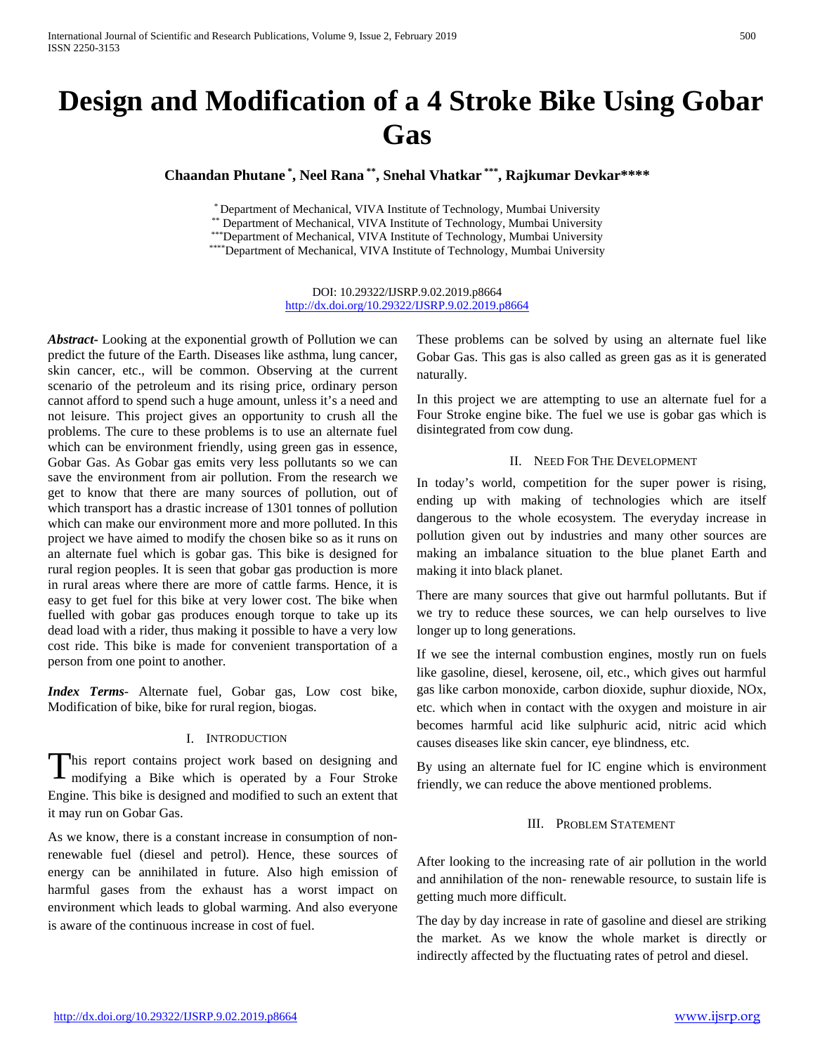# Design and Modification of a 4 Stroke Bike Using Gobar Gas

**Chaandan Phutane [*], Neel Rana [**], Snehal Vhatkar [***], Rajkumar Devkar[****]**

[*] Department of Mechanical, VIVA Institute of Technology, Mumbai University
[**] Department of Mechanical, VIVA Institute of Technology, Mumbai University
[***] Department of Mechanical, VIVA Institute of Technology, Mumbai University
[****] Department of Mechanical, VIVA Institute of Technology, Mumbai University

DOI: 10.29322/IJSRP.9.02.2019.p8664
http://dx.doi.org/10.29322/IJSRP.9.02.2019.p8664

***Abstract-*** Looking at the exponential growth of Pollution we can predict the future of the Earth. Diseases like asthma, lung cancer, skin cancer, etc., will be common. Observing at the current scenario of the petroleum and its rising price, ordinary person cannot afford to spend such a huge amount, unless it's a need and not leisure. This project gives an opportunity to crush all the problems. The cure to these problems is to use an alternate fuel which can be environment friendly, using green gas in essence, Gobar Gas. As Gobar gas emits very less pollutants so we can save the environment from air pollution. From the research we get to know that there are many sources of pollution, out of which transport has a drastic increase of 1301 tonnes of pollution which can make our environment more and more polluted. In this project we have aimed to modify the chosen bike so as it runs on an alternate fuel which is gobar gas. This bike is designed for rural region peoples. It is seen that gobar gas production is more in rural areas where there are more of cattle farms. Hence, it is easy to get fuel for this bike at very lower cost. The bike when fuelled with gobar gas produces enough torque to take up its dead load with a rider, thus making it possible to have a very low cost ride. This bike is made for convenient transportation of a person from one point to another.

***Index Terms-*** Alternate fuel, Gobar gas, Low cost bike, Modification of bike, bike for rural region, biogas.

## I. Introduction

This report contains project work based on designing and modifying a Bike which is operated by a Four Stroke Engine. This bike is designed and modified to such an extent that it may run on Gobar Gas.

As we know, there is a constant increase in consumption of non-renewable fuel (diesel and petrol). Hence, these sources of energy can be annihilated in future. Also high emission of harmful gases from the exhaust has a worst impact on environment which leads to global warming. And also everyone is aware of the continuous increase in cost of fuel.

These problems can be solved by using an alternate fuel like Gobar Gas. This gas is also called as green gas as it is generated naturally.

In this project we are attempting to use an alternate fuel for a Four Stroke engine bike. The fuel we use is gobar gas which is disintegrated from cow dung.

## II. Need For The Development

In today's world, competition for the super power is rising, ending up with making of technologies which are itself dangerous to the whole ecosystem. The everyday increase in pollution given out by industries and many other sources are making an imbalance situation to the blue planet Earth and making it into black planet.

There are many sources that give out harmful pollutants. But if we try to reduce these sources, we can help ourselves to live longer up to long generations.

If we see the internal combustion engines, mostly run on fuels like gasoline, diesel, kerosene, oil, etc., which gives out harmful gas like carbon monoxide, carbon dioxide, suphur dioxide, NOx, etc. which when in contact with the oxygen and moisture in air becomes harmful acid like sulphuric acid, nitric acid which causes diseases like skin cancer, eye blindness, etc.

By using an alternate fuel for IC engine which is environment friendly, we can reduce the above mentioned problems.

## III. Problem Statement

After looking to the increasing rate of air pollution in the world and annihilation of the non- renewable resource, to sustain life is getting much more difficult.

The day by day increase in rate of gasoline and diesel are striking the market. As we know the whole market is directly or indirectly affected by the fluctuating rates of petrol and diesel.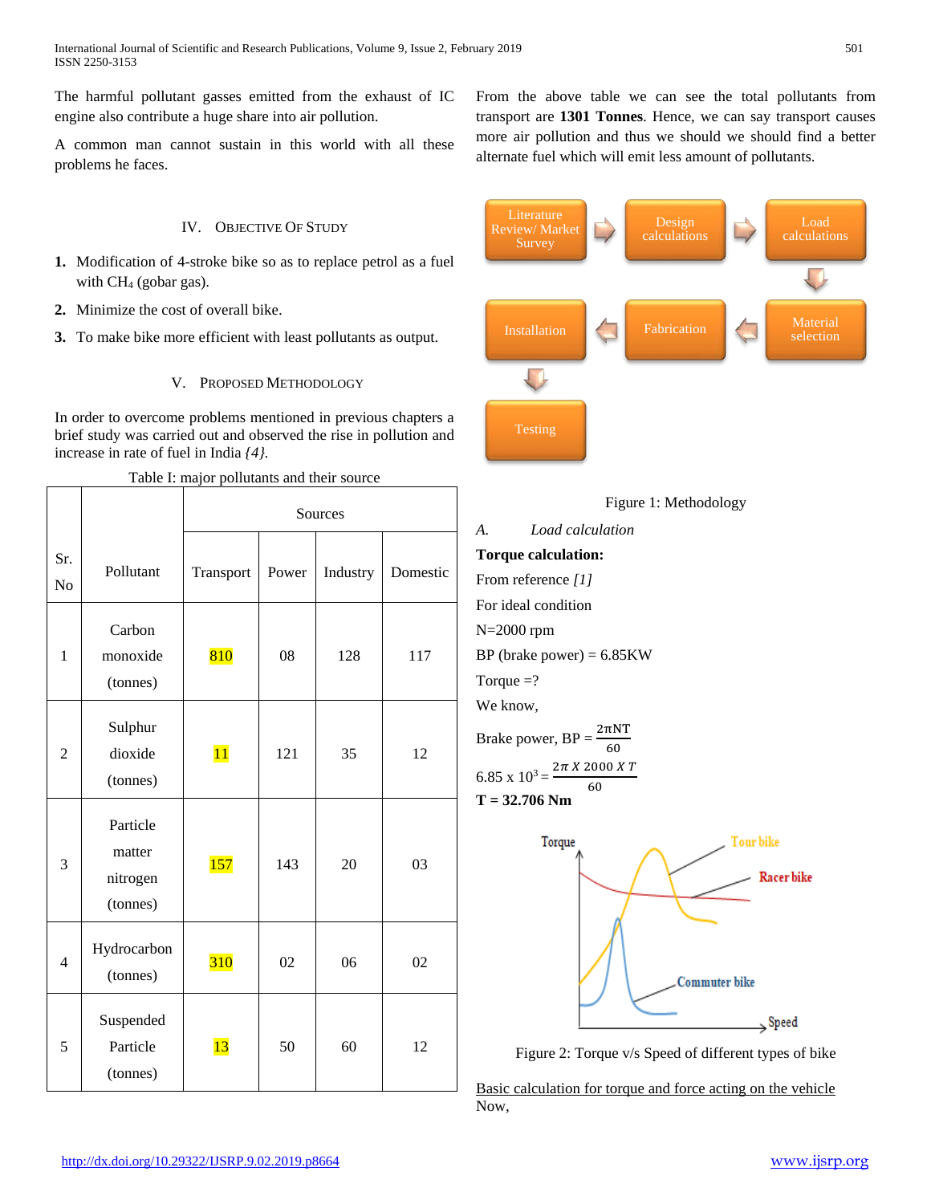The harmful pollutant gasses emitted from the exhaust of IC engine also contribute a huge share into air pollution.

A common man cannot sustain in this world with all these problems he faces.

## IV. Objective Of Study

1. Modification of 4-stroke bike so as to replace petrol as a fuel with $CH_4$ (gobar gas).
2. Minimize the cost of overall bike.
3. To make bike more efficient with least pollutants as output.

## V. Proposed Methodology

In order to overcome problems mentioned in previous chapters a brief study was carried out and observed the rise in pollution and increase in rate of fuel in India *{4}.*

Table I: major pollutants and their source

| Sr. No | Pollutant | Sources | | | |
|---|---|---|---|---|---|
| | | Transport | Power | Industry | Domestic |
| 1 | Carbon monoxide (tonnes) | 810 | 08 | 128 | 117 |
| 2 | Sulphur dioxide (tonnes) | 11 | 121 | 35 | 12 |
| 3 | Particle matter nitrogen (tonnes) | 157 | 143 | 20 | 03 |
| 4 | Hydrocarbon (tonnes) | 310 | 02 | 06 | 02 |
| 5 | Suspended Particle (tonnes) | 13 | 50 | 60 | 12 |

From the above table we can see the total pollutants from transport are **1301 Tonnes**. Hence, we can say transport causes more air pollution and thus we should find a better alternate fuel which will emit less amount of pollutants.

Literature Review/ Market Survey → Design calculations → Load calculations → Material selection → Fabrication → Installation → Testing

Figure 1: Methodology

### A. *Load calculation*

**Torque calculation:**

From reference *[1]*

For ideal condition

N=2000 rpm

BP (brake power) = 6.85KW

Torque =?

We know,

Brake power, $BP = \frac{2\pi NT}{60}$

$6.85 \times 10^3 = \frac{2\pi \times 2000 \times T}{60}$

**T = 32.706 Nm**

Figure 2: Torque v/s Speed of different types of bike

Basic calculation for torque and force acting on the vehicle

Now,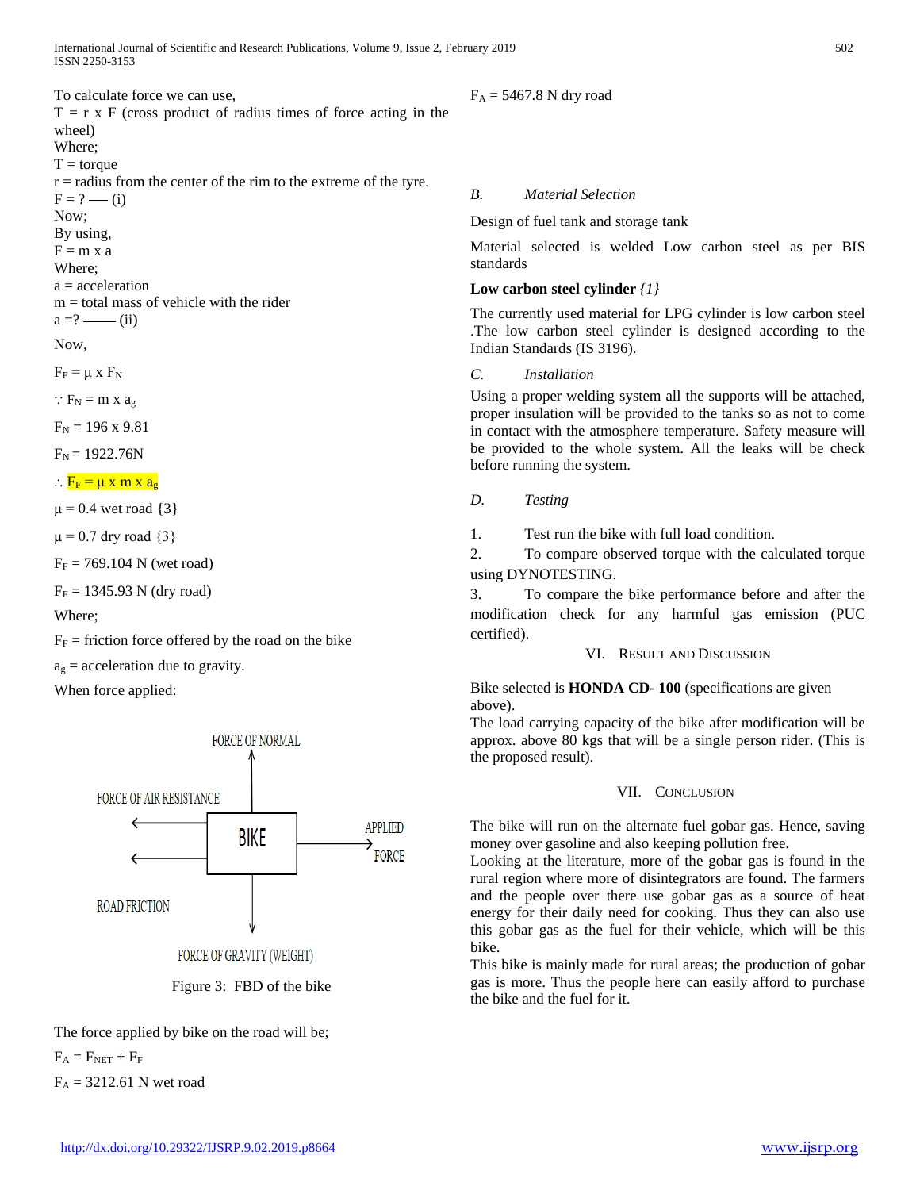To calculate force we can use,

$T = r \times F$ (cross product of radius times of force acting in the wheel)

Where;

$T$ = torque

$r$ = radius from the center of the rim to the extreme of the tyre.

$F$ = ? —— (i)

Now;

By using,

$F = m \times a$

Where;

$a$ = acceleration

$m$ = total mass of vehicle with the rider

$a$ =? —— (ii)

Now,

$F_F = \mu \times F_N$

$\because F_N = m \times a_g$

$F_N = 196 \times 9.81$

$F_N = 1922.76\text{N}$

$\therefore F_F = \mu \times m \times a_g$

$\mu = 0.4$ wet road {3}

$\mu = 0.7$ dry road {3}

$F_F = 769.104$ N (wet road)

$F_F = 1345.93$ N (dry road)

Where;

$F_F$ = friction force offered by the road on the bike

$a_g$ = acceleration due to gravity.

When force applied:

Figure 3: FBD of the bike

The force applied by bike on the road will be;

$F_A = F_{NET} + F_F$

$F_A = 3212.61$ N wet road

$F_A = 5467.8$ N dry road

### B. *Material Selection*

Design of fuel tank and storage tank

Material selected is welded Low carbon steel as per BIS standards

**Low carbon steel cylinder** *{1}*

The currently used material for LPG cylinder is low carbon steel .The low carbon steel cylinder is designed according to the Indian Standards (IS 3196).

### C. *Installation*

Using a proper welding system all the supports will be attached, proper insulation will be provided to the tanks so as not to come in contact with the atmosphere temperature. Safety measure will be provided to the whole system. All the leaks will be check before running the system.

### D. *Testing*

1. Test run the bike with full load condition.
2. To compare observed torque with the calculated torque using DYNOTESTING.
3. To compare the bike performance before and after the modification check for any harmful gas emission (PUC certified).

## VI. Result and Discussion

Bike selected is **HONDA CD- 100** (specifications are given above).

The load carrying capacity of the bike after modification will be approx. above 80 kgs that will be a single person rider. (This is the proposed result).

## VII. Conclusion

The bike will run on the alternate fuel gobar gas. Hence, saving money over gasoline and also keeping pollution free.

Looking at the literature, more of the gobar gas is found in the rural region where more of disintegrators are found. The farmers and the people over there use gobar gas as a source of heat energy for their daily need for cooking. Thus they can also use this gobar gas as the fuel for their vehicle, which will be this bike.

This bike is mainly made for rural areas; the production of gobar gas is more. Thus the people here can easily afford to purchase the bike and the fuel for it.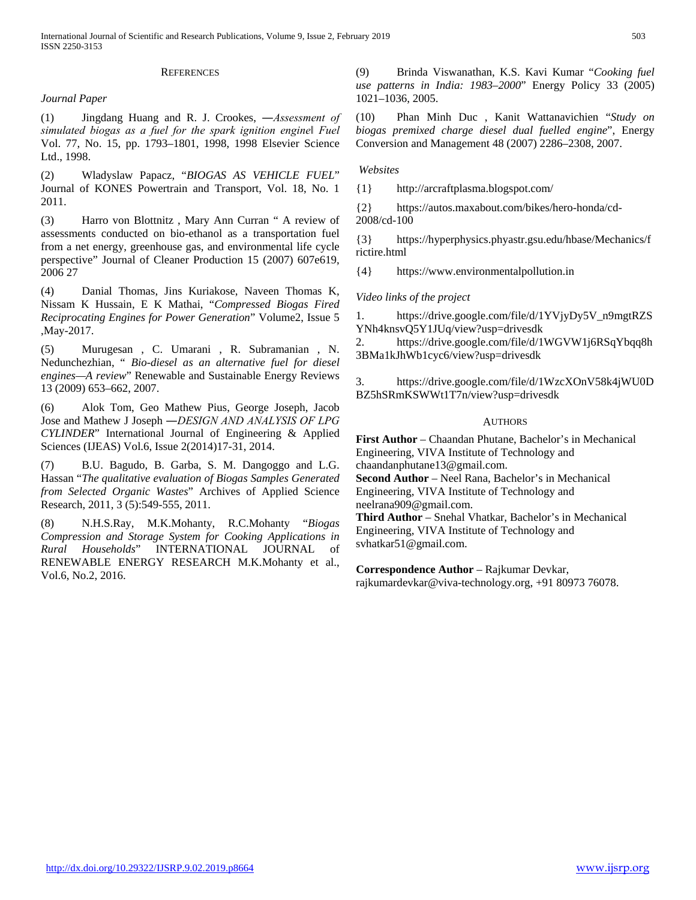## REFERENCES

*Journal Paper*

(1) Jingdang Huang and R. J. Crookes, ―*Assessment of simulated biogas as a fuel for the spark ignition engine*‖ Fuel Vol. 77, No. 15, pp. 1793–1801, 1998, 1998 Elsevier Science Ltd., 1998.

(2) Wladyslaw Papacz, "*BIOGAS AS VEHICLE FUEL*" Journal of KONES Powertrain and Transport, Vol. 18, No. 1 2011.

(3) Harro von Blottnitz , Mary Ann Curran " A review of assessments conducted on bio-ethanol as a transportation fuel from a net energy, greenhouse gas, and environmental life cycle perspective" Journal of Cleaner Production 15 (2007) 607e619, 2006 27

(4) Danial Thomas, Jins Kuriakose, Naveen Thomas K, Nissam K Hussain, E K Mathai, "*Compressed Biogas Fired Reciprocating Engines for Power Generation*" Volume2, Issue 5 ,May-2017.

(5) Murugesan , C. Umarani , R. Subramanian , N. Nedunchezhian, " *Bio-diesel as an alternative fuel for diesel engines—A review*" Renewable and Sustainable Energy Reviews 13 (2009) 653–662, 2007.

(6) Alok Tom, Geo Mathew Pius, George Joseph, Jacob Jose and Mathew J Joseph ―*DESIGN AND ANALYSIS OF LPG CYLINDER*" International Journal of Engineering & Applied Sciences (IJEAS) Vol.6, Issue 2(2014)17-31, 2014.

(7) B.U. Bagudo, B. Garba, S. M. Dangoggo and L.G. Hassan "*The qualitative evaluation of Biogas Samples Generated from Selected Organic Wastes*" Archives of Applied Science Research, 2011, 3 (5):549-555, 2011.

(8) N.H.S.Ray, M.K.Mohanty, R.C.Mohanty "*Biogas Compression and Storage System for Cooking Applications in Rural Households*" INTERNATIONAL JOURNAL of RENEWABLE ENERGY RESEARCH M.K.Mohanty et al., Vol.6, No.2, 2016.

(9) Brinda Viswanathan, K.S. Kavi Kumar "*Cooking fuel use patterns in India: 1983–2000*" Energy Policy 33 (2005) 1021–1036, 2005.

(10) Phan Minh Duc , Kanit Wattanavichien "*Study on biogas premixed charge diesel dual fuelled engine*", Energy Conversion and Management 48 (2007) 2286–2308, 2007.

*Websites*

{1} http://arcraftplasma.blogspot.com/

{2} https://autos.maxabout.com/bikes/hero-honda/cd-2008/cd-100

{3} https://hyperphysics.phyastr.gsu.edu/hbase/Mechanics/frictire.html

{4} https://www.environmentalpollution.in

*Video links of the project*

1. https://drive.google.com/file/d/1YVjyDy5V_n9mgtRZSYNh4knsvQ5Y1JUq/view?usp=drivesdk
2. https://drive.google.com/file/d/1WGVW1j6RSqYbqq8h3BMa1kJhWb1cyc6/view?usp=drivesdk

3. https://drive.google.com/file/d/1WzcXOnV58k4jWU0DBZ5hSRmKSWWt1T7n/view?usp=drivesdk

## AUTHORS

**First Author** – Chaandan Phutane, Bachelor's in Mechanical Engineering, VIVA Institute of Technology and chaandanphutane13@gmail.com.
**Second Author** – Neel Rana, Bachelor's in Mechanical Engineering, VIVA Institute of Technology and neelrana909@gmail.com.
**Third Author** – Snehal Vhatkar, Bachelor's in Mechanical Engineering, VIVA Institute of Technology and svhatkar51@gmail.com.

**Correspondence Author** – Rajkumar Devkar, rajkumardevkar@viva-technology.org, +91 80973 76078.